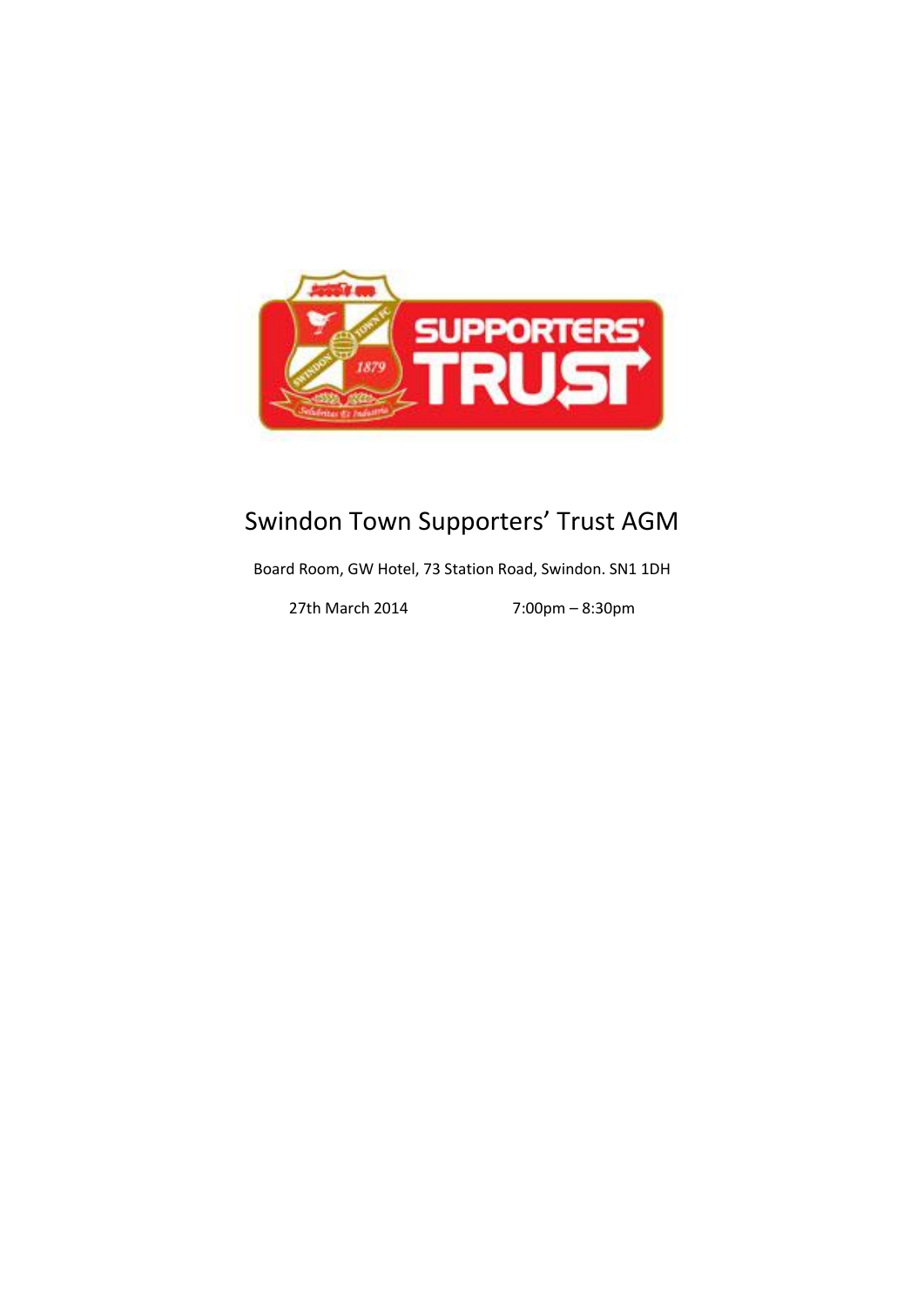# Swindon Town Supporters' Trust AGM

Board Room, GW Hotel, 73 Station Road, Swindon. SN1 1DH

27th March 2014 7:00pm – 8:30pm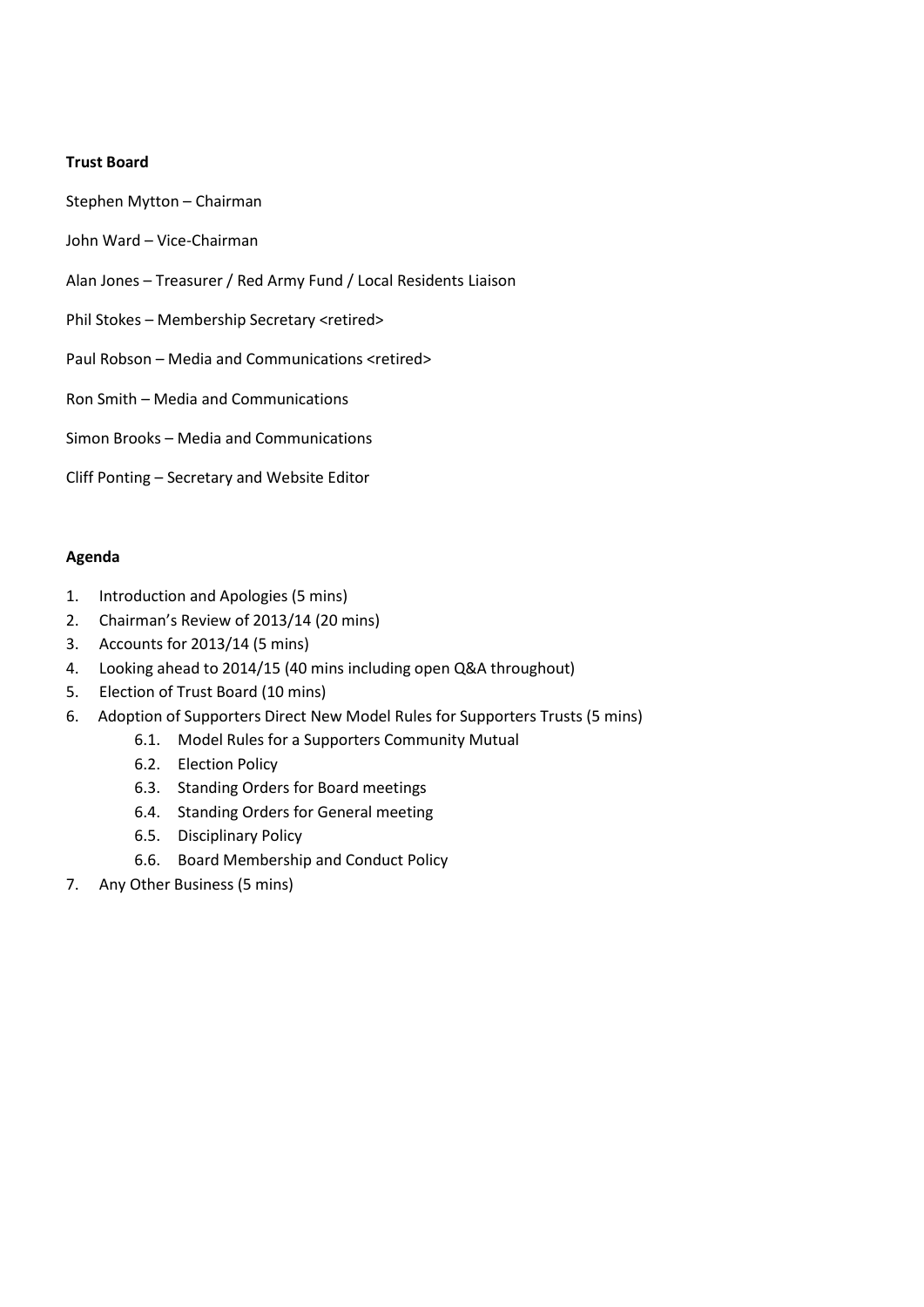**Trust Board**

Stephen Mytton – Chairman

John Ward – Vice-Chairman

Alan Jones – Treasurer / Red Army Fund / Local Residents Liaison

Phil Stokes – Membership Secretary <retired>

Paul Robson – Media and Communications <retired>

Ron Smith – Media and Communications

Simon Brooks – Media and Communications

Cliff Ponting – Secretary and Website Editor

**Agenda**

1. Introduction and Apologies (5 mins)
2. Chairman's Review of 2013/14 (20 mins)
3. Accounts for 2013/14 (5 mins)
4. Looking ahead to 2014/15 (40 mins including open Q&A throughout)
5. Election of Trust Board (10 mins)
6. Adoption of Supporters Direct New Model Rules for Supporters Trusts (5 mins)
    - 6.1. Model Rules for a Supporters Community Mutual
    - 6.2. Election Policy
    - 6.3. Standing Orders for Board meetings
    - 6.4. Standing Orders for General meeting
    - 6.5. Disciplinary Policy
    - 6.6. Board Membership and Conduct Policy
7. Any Other Business (5 mins)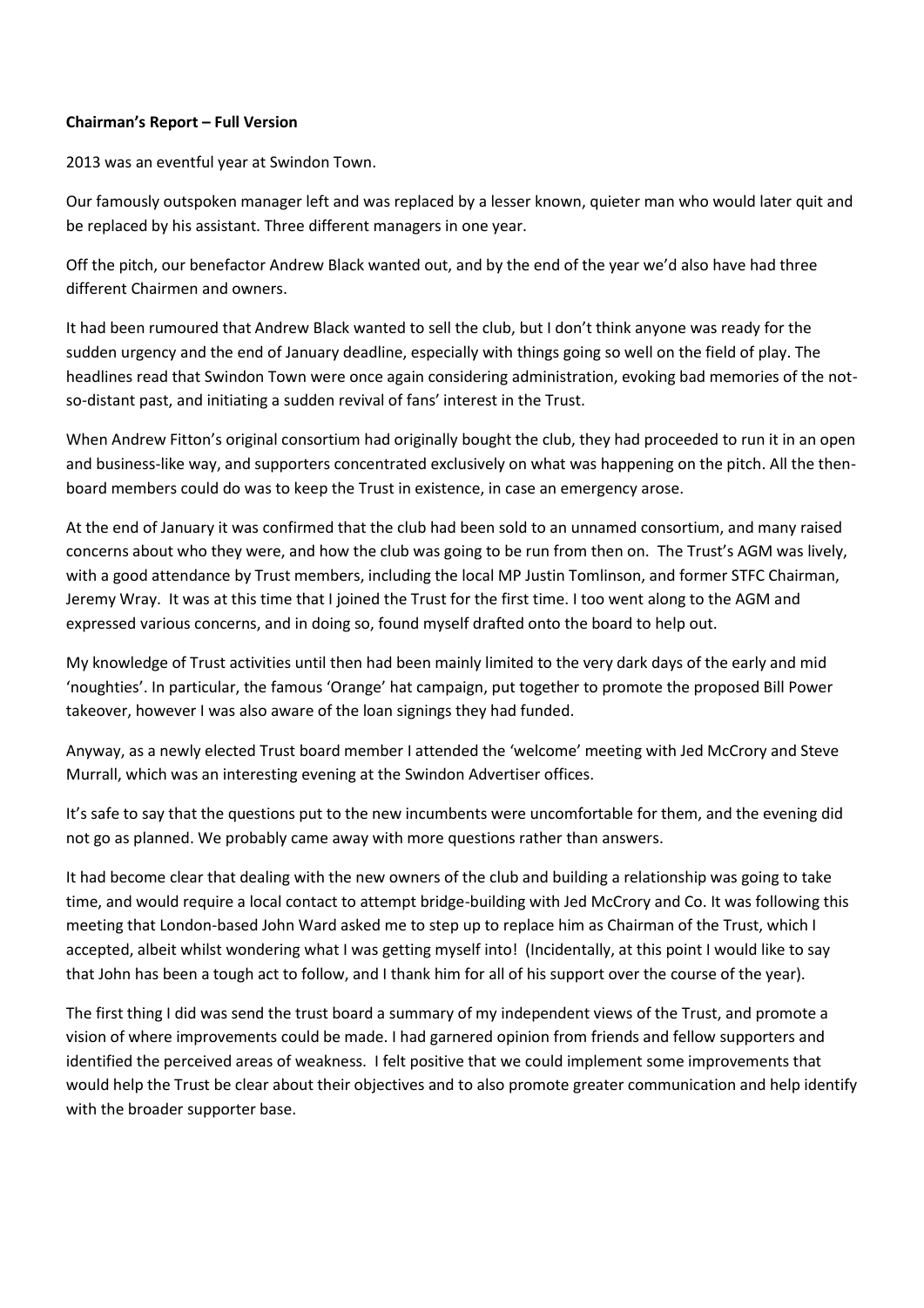**Chairman's Report – Full Version**

2013 was an eventful year at Swindon Town.

Our famously outspoken manager left and was replaced by a lesser known, quieter man who would later quit and be replaced by his assistant. Three different managers in one year.

Off the pitch, our benefactor Andrew Black wanted out, and by the end of the year we'd also have had three different Chairmen and owners.

It had been rumoured that Andrew Black wanted to sell the club, but I don't think anyone was ready for the sudden urgency and the end of January deadline, especially with things going so well on the field of play. The headlines read that Swindon Town were once again considering administration, evoking bad memories of the not-so-distant past, and initiating a sudden revival of fans' interest in the Trust.

When Andrew Fitton's original consortium had originally bought the club, they had proceeded to run it in an open and business-like way, and supporters concentrated exclusively on what was happening on the pitch. All the then-board members could do was to keep the Trust in existence, in case an emergency arose.

At the end of January it was confirmed that the club had been sold to an unnamed consortium, and many raised concerns about who they were, and how the club was going to be run from then on. The Trust's AGM was lively, with a good attendance by Trust members, including the local MP Justin Tomlinson, and former STFC Chairman, Jeremy Wray. It was at this time that I joined the Trust for the first time. I too went along to the AGM and expressed various concerns, and in doing so, found myself drafted onto the board to help out.

My knowledge of Trust activities until then had been mainly limited to the very dark days of the early and mid 'noughties'. In particular, the famous 'Orange' hat campaign, put together to promote the proposed Bill Power takeover, however I was also aware of the loan signings they had funded.

Anyway, as a newly elected Trust board member I attended the 'welcome' meeting with Jed McCrory and Steve Murrall, which was an interesting evening at the Swindon Advertiser offices.

It's safe to say that the questions put to the new incumbents were uncomfortable for them, and the evening did not go as planned. We probably came away with more questions rather than answers.

It had become clear that dealing with the new owners of the club and building a relationship was going to take time, and would require a local contact to attempt bridge-building with Jed McCrory and Co. It was following this meeting that London-based John Ward asked me to step up to replace him as Chairman of the Trust, which I accepted, albeit whilst wondering what I was getting myself into! (Incidentally, at this point I would like to say that John has been a tough act to follow, and I thank him for all of his support over the course of the year).

The first thing I did was send the trust board a summary of my independent views of the Trust, and promote a vision of where improvements could be made. I had garnered opinion from friends and fellow supporters and identified the perceived areas of weakness. I felt positive that we could implement some improvements that would help the Trust be clear about their objectives and to also promote greater communication and help identify with the broader supporter base.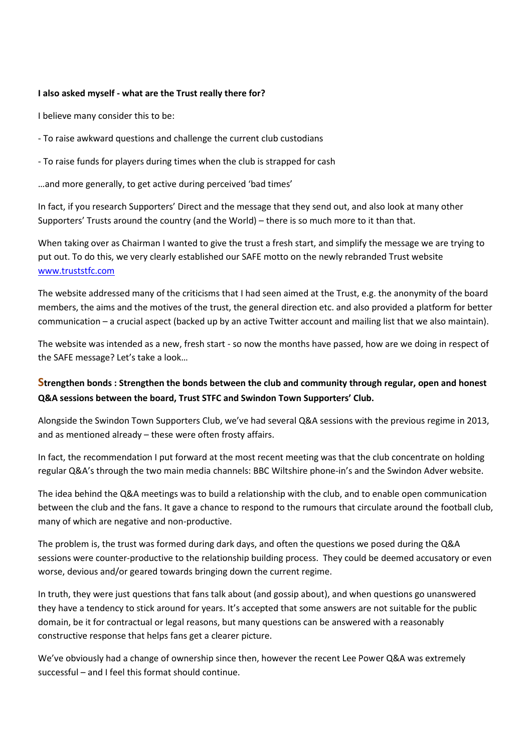**I also asked myself - what are the Trust really there for?**

I believe many consider this to be:

- To raise awkward questions and challenge the current club custodians

- To raise funds for players during times when the club is strapped for cash

…and more generally, to get active during perceived 'bad times'

In fact, if you research Supporters' Direct and the message that they send out, and also look at many other Supporters' Trusts around the country (and the World) – there is so much more to it than that.

When taking over as Chairman I wanted to give the trust a fresh start, and simplify the message we are trying to put out. To do this, we very clearly established our SAFE motto on the newly rebranded Trust website www.truststfc.com

The website addressed many of the criticisms that I had seen aimed at the Trust, e.g. the anonymity of the board members, the aims and the motives of the trust, the general direction etc. and also provided a platform for better communication – a crucial aspect (backed up by an active Twitter account and mailing list that we also maintain).

The website was intended as a new, fresh start - so now the months have passed, how are we doing in respect of the SAFE message? Let's take a look…

**Strengthen bonds : Strengthen the bonds between the club and community through regular, open and honest Q&A sessions between the board, Trust STFC and Swindon Town Supporters' Club.**

Alongside the Swindon Town Supporters Club, we've had several Q&A sessions with the previous regime in 2013, and as mentioned already – these were often frosty affairs.

In fact, the recommendation I put forward at the most recent meeting was that the club concentrate on holding regular Q&A's through the two main media channels: BBC Wiltshire phone-in's and the Swindon Adver website.

The idea behind the Q&A meetings was to build a relationship with the club, and to enable open communication between the club and the fans. It gave a chance to respond to the rumours that circulate around the football club, many of which are negative and non-productive.

The problem is, the trust was formed during dark days, and often the questions we posed during the Q&A sessions were counter-productive to the relationship building process. They could be deemed accusatory or even worse, devious and/or geared towards bringing down the current regime.

In truth, they were just questions that fans talk about (and gossip about), and when questions go unanswered they have a tendency to stick around for years. It's accepted that some answers are not suitable for the public domain, be it for contractual or legal reasons, but many questions can be answered with a reasonably constructive response that helps fans get a clearer picture.

We've obviously had a change of ownership since then, however the recent Lee Power Q&A was extremely successful – and I feel this format should continue.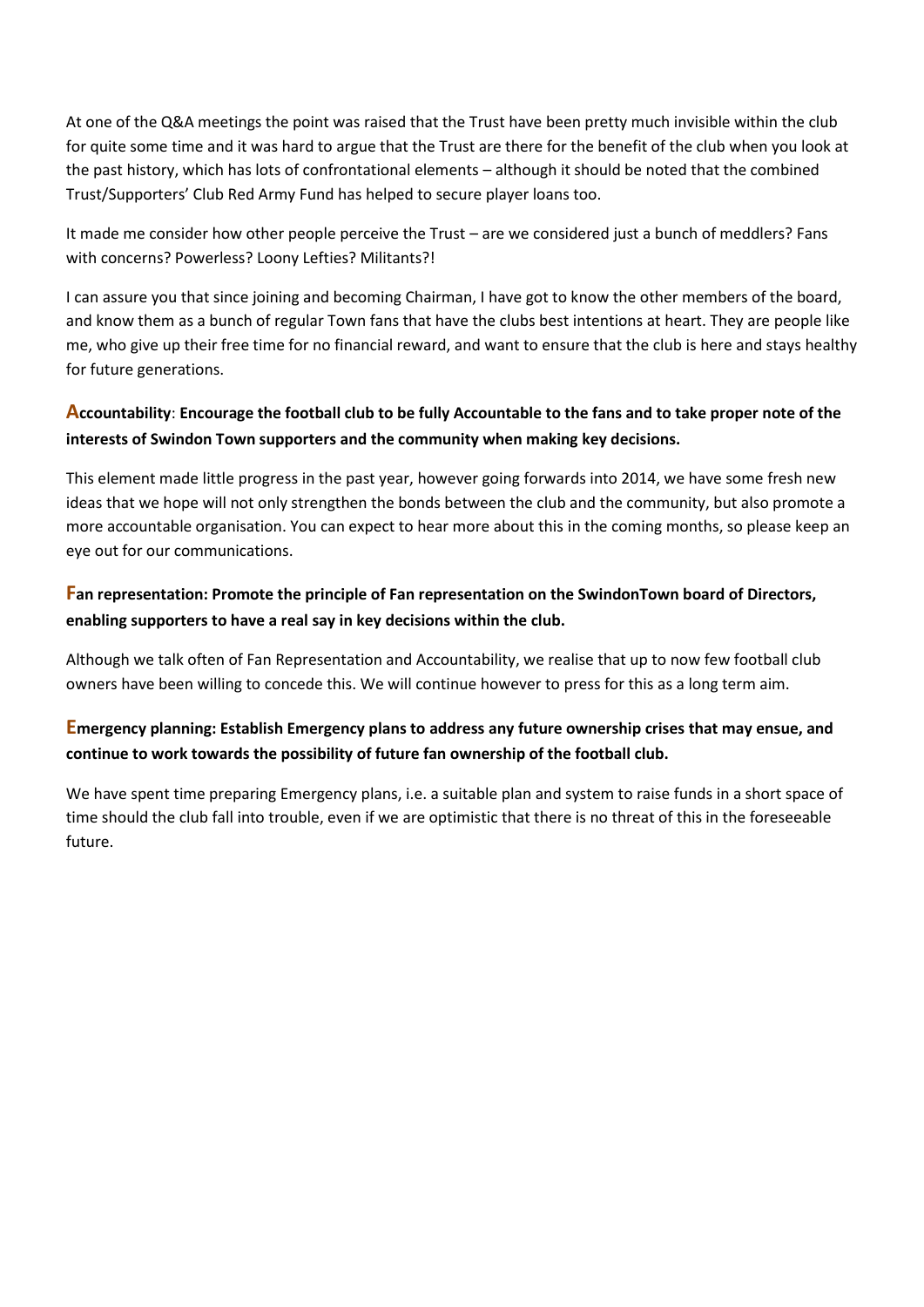At one of the Q&A meetings the point was raised that the Trust have been pretty much invisible within the club for quite some time and it was hard to argue that the Trust are there for the benefit of the club when you look at the past history, which has lots of confrontational elements – although it should be noted that the combined Trust/Supporters' Club Red Army Fund has helped to secure player loans too.

It made me consider how other people perceive the Trust – are we considered just a bunch of meddlers? Fans with concerns? Powerless? Loony Lefties? Militants?!

I can assure you that since joining and becoming Chairman, I have got to know the other members of the board, and know them as a bunch of regular Town fans that have the clubs best intentions at heart. They are people like me, who give up their free time for no financial reward, and want to ensure that the club is here and stays healthy for future generations.

**Accountability**: **Encourage the football club to be fully Accountable to the fans and to take proper note of the interests of Swindon Town supporters and the community when making key decisions.**

This element made little progress in the past year, however going forwards into 2014, we have some fresh new ideas that we hope will not only strengthen the bonds between the club and the community, but also promote a more accountable organisation. You can expect to hear more about this in the coming months, so please keep an eye out for our communications.

**Fan representation: Promote the principle of Fan representation on the SwindonTown board of Directors, enabling supporters to have a real say in key decisions within the club.**

Although we talk often of Fan Representation and Accountability, we realise that up to now few football club owners have been willing to concede this. We will continue however to press for this as a long term aim.

**Emergency planning: Establish Emergency plans to address any future ownership crises that may ensue, and continue to work towards the possibility of future fan ownership of the football club.**

We have spent time preparing Emergency plans, i.e. a suitable plan and system to raise funds in a short space of time should the club fall into trouble, even if we are optimistic that there is no threat of this in the foreseeable future.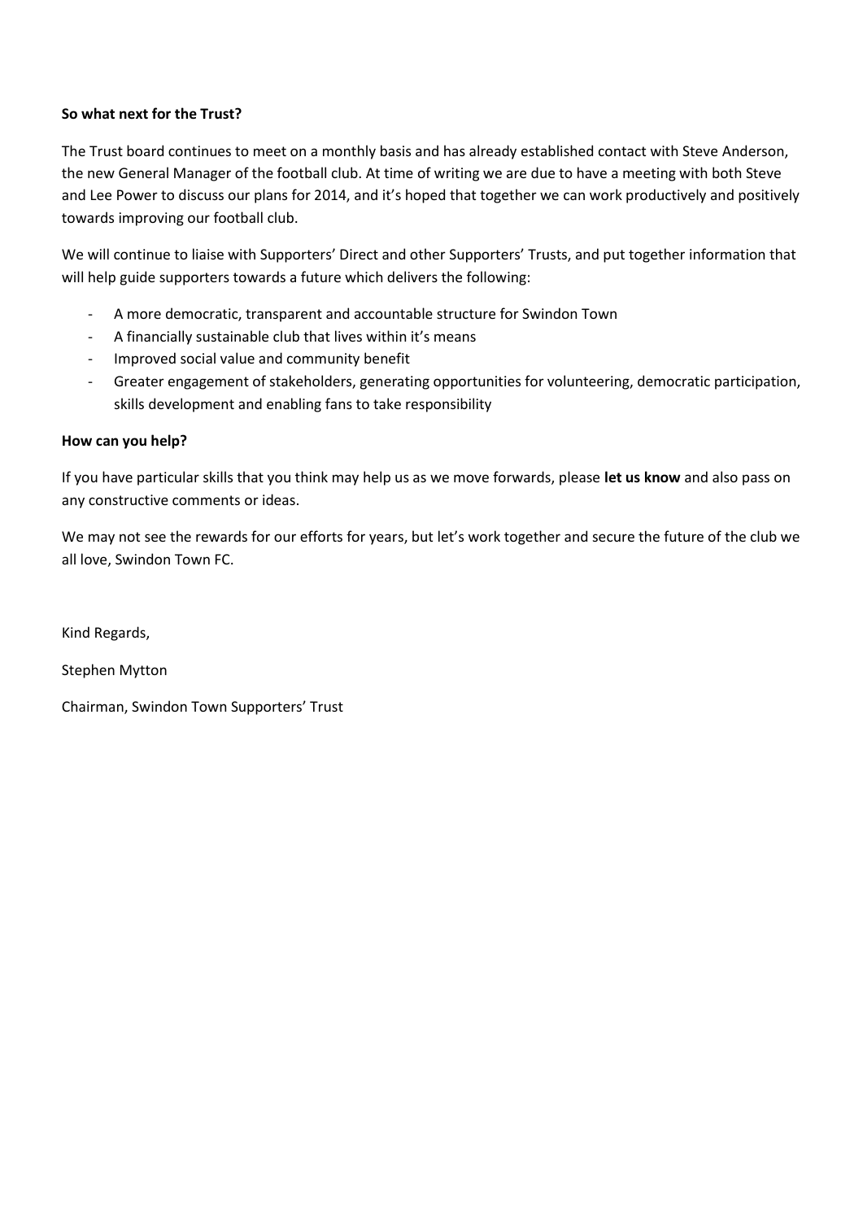**So what next for the Trust?**

The Trust board continues to meet on a monthly basis and has already established contact with Steve Anderson, the new General Manager of the football club. At time of writing we are due to have a meeting with both Steve and Lee Power to discuss our plans for 2014, and it's hoped that together we can work productively and positively towards improving our football club.

We will continue to liaise with Supporters' Direct and other Supporters' Trusts, and put together information that will help guide supporters towards a future which delivers the following:

- A more democratic, transparent and accountable structure for Swindon Town
- A financially sustainable club that lives within it's means
- Improved social value and community benefit
- Greater engagement of stakeholders, generating opportunities for volunteering, democratic participation, skills development and enabling fans to take responsibility

**How can you help?**

If you have particular skills that you think may help us as we move forwards, please **let us know** and also pass on any constructive comments or ideas.

We may not see the rewards for our efforts for years, but let's work together and secure the future of the club we all love, Swindon Town FC.

Kind Regards,

Stephen Mytton

Chairman, Swindon Town Supporters' Trust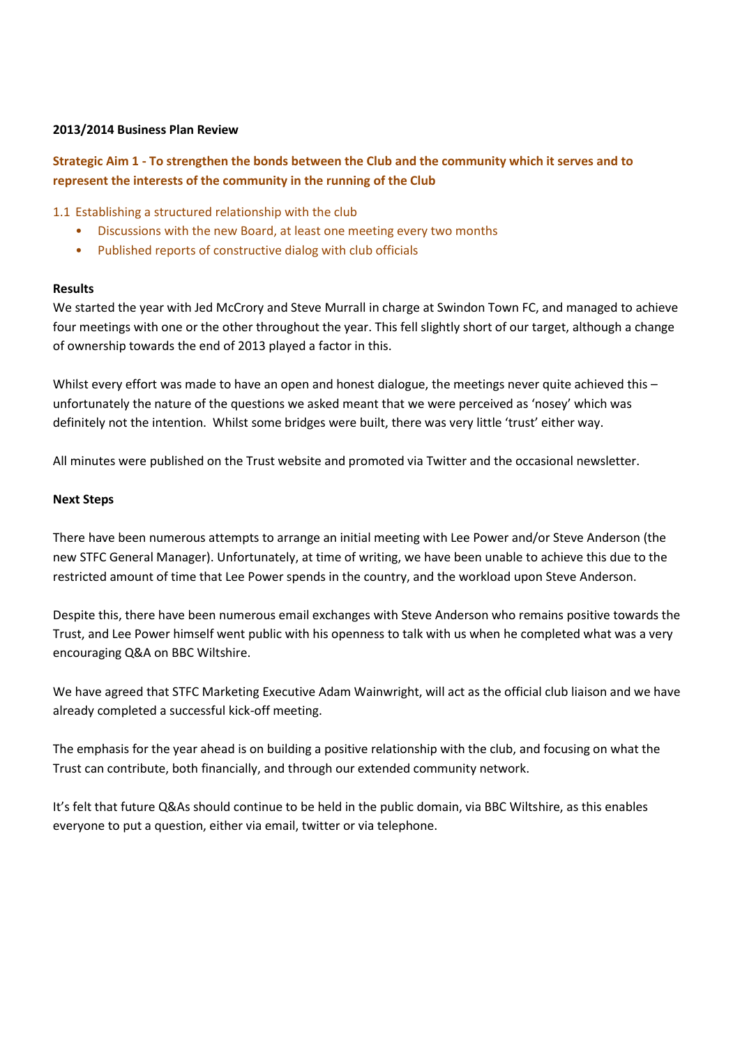**2013/2014 Business Plan Review**

## Strategic Aim 1 - To strengthen the bonds between the Club and the community which it serves and to represent the interests of the community in the running of the Club

1.1 Establishing a structured relationship with the club

- Discussions with the new Board, at least one meeting every two months
- Published reports of constructive dialog with club officials

**Results**

We started the year with Jed McCrory and Steve Murrall in charge at Swindon Town FC, and managed to achieve four meetings with one or the other throughout the year. This fell slightly short of our target, although a change of ownership towards the end of 2013 played a factor in this.

Whilst every effort was made to have an open and honest dialogue, the meetings never quite achieved this – unfortunately the nature of the questions we asked meant that we were perceived as 'nosey' which was definitely not the intention. Whilst some bridges were built, there was very little 'trust' either way.

All minutes were published on the Trust website and promoted via Twitter and the occasional newsletter.

**Next Steps**

There have been numerous attempts to arrange an initial meeting with Lee Power and/or Steve Anderson (the new STFC General Manager). Unfortunately, at time of writing, we have been unable to achieve this due to the restricted amount of time that Lee Power spends in the country, and the workload upon Steve Anderson.

Despite this, there have been numerous email exchanges with Steve Anderson who remains positive towards the Trust, and Lee Power himself went public with his openness to talk with us when he completed what was a very encouraging Q&A on BBC Wiltshire.

We have agreed that STFC Marketing Executive Adam Wainwright, will act as the official club liaison and we have already completed a successful kick-off meeting.

The emphasis for the year ahead is on building a positive relationship with the club, and focusing on what the Trust can contribute, both financially, and through our extended community network.

It's felt that future Q&As should continue to be held in the public domain, via BBC Wiltshire, as this enables everyone to put a question, either via email, twitter or via telephone.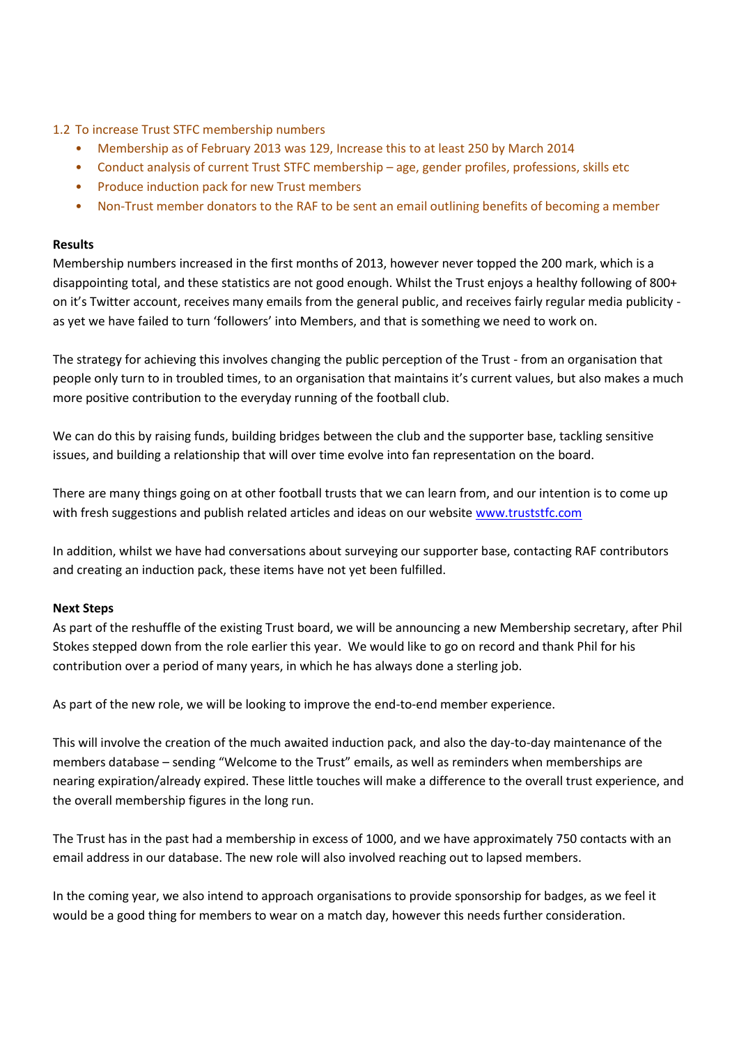### 1.2 To increase Trust STFC membership numbers

- Membership as of February 2013 was 129, Increase this to at least 250 by March 2014
- Conduct analysis of current Trust STFC membership – age, gender profiles, professions, skills etc
- Produce induction pack for new Trust members
- Non-Trust member donators to the RAF to be sent an email outlining benefits of becoming a member

**Results**

Membership numbers increased in the first months of 2013, however never topped the 200 mark, which is a disappointing total, and these statistics are not good enough. Whilst the Trust enjoys a healthy following of 800+ on it's Twitter account, receives many emails from the general public, and receives fairly regular media publicity - as yet we have failed to turn 'followers' into Members, and that is something we need to work on.

The strategy for achieving this involves changing the public perception of the Trust - from an organisation that people only turn to in troubled times, to an organisation that maintains it's current values, but also makes a much more positive contribution to the everyday running of the football club.

We can do this by raising funds, building bridges between the club and the supporter base, tackling sensitive issues, and building a relationship that will over time evolve into fan representation on the board.

There are many things going on at other football trusts that we can learn from, and our intention is to come up with fresh suggestions and publish related articles and ideas on our website [www.truststfc.com](http://www.truststfc.com)

In addition, whilst we have had conversations about surveying our supporter base, contacting RAF contributors and creating an induction pack, these items have not yet been fulfilled.

**Next Steps**

As part of the reshuffle of the existing Trust board, we will be announcing a new Membership secretary, after Phil Stokes stepped down from the role earlier this year. We would like to go on record and thank Phil for his contribution over a period of many years, in which he has always done a sterling job.

As part of the new role, we will be looking to improve the end-to-end member experience.

This will involve the creation of the much awaited induction pack, and also the day-to-day maintenance of the members database – sending "Welcome to the Trust" emails, as well as reminders when memberships are nearing expiration/already expired. These little touches will make a difference to the overall trust experience, and the overall membership figures in the long run.

The Trust has in the past had a membership in excess of 1000, and we have approximately 750 contacts with an email address in our database. The new role will also involved reaching out to lapsed members.

In the coming year, we also intend to approach organisations to provide sponsorship for badges, as we feel it would be a good thing for members to wear on a match day, however this needs further consideration.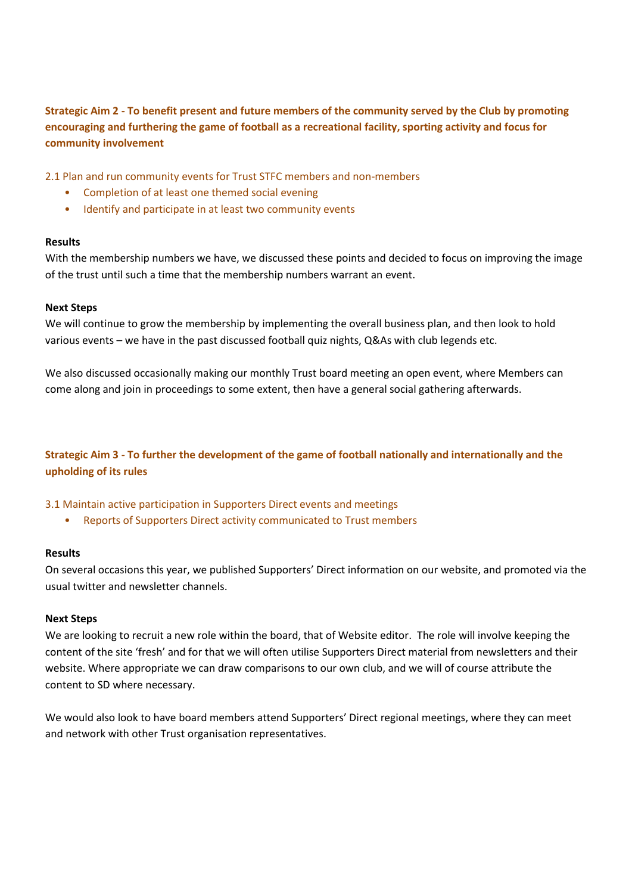## Strategic Aim 2 - To benefit present and future members of the community served by the Club by promoting encouraging and furthering the game of football as a recreational facility, sporting activity and focus for community involvement

2.1 Plan and run community events for Trust STFC members and non-members

- Completion of at least one themed social evening
- Identify and participate in at least two community events

**Results**

With the membership numbers we have, we discussed these points and decided to focus on improving the image of the trust until such a time that the membership numbers warrant an event.

**Next Steps**

We will continue to grow the membership by implementing the overall business plan, and then look to hold various events – we have in the past discussed football quiz nights, Q&As with club legends etc.

We also discussed occasionally making our monthly Trust board meeting an open event, where Members can come along and join in proceedings to some extent, then have a general social gathering afterwards.

## Strategic Aim 3 - To further the development of the game of football nationally and internationally and the upholding of its rules

3.1 Maintain active participation in Supporters Direct events and meetings

- Reports of Supporters Direct activity communicated to Trust members

**Results**

On several occasions this year, we published Supporters' Direct information on our website, and promoted via the usual twitter and newsletter channels.

**Next Steps**

We are looking to recruit a new role within the board, that of Website editor. The role will involve keeping the content of the site 'fresh' and for that we will often utilise Supporters Direct material from newsletters and their website. Where appropriate we can draw comparisons to our own club, and we will of course attribute the content to SD where necessary.

We would also look to have board members attend Supporters' Direct regional meetings, where they can meet and network with other Trust organisation representatives.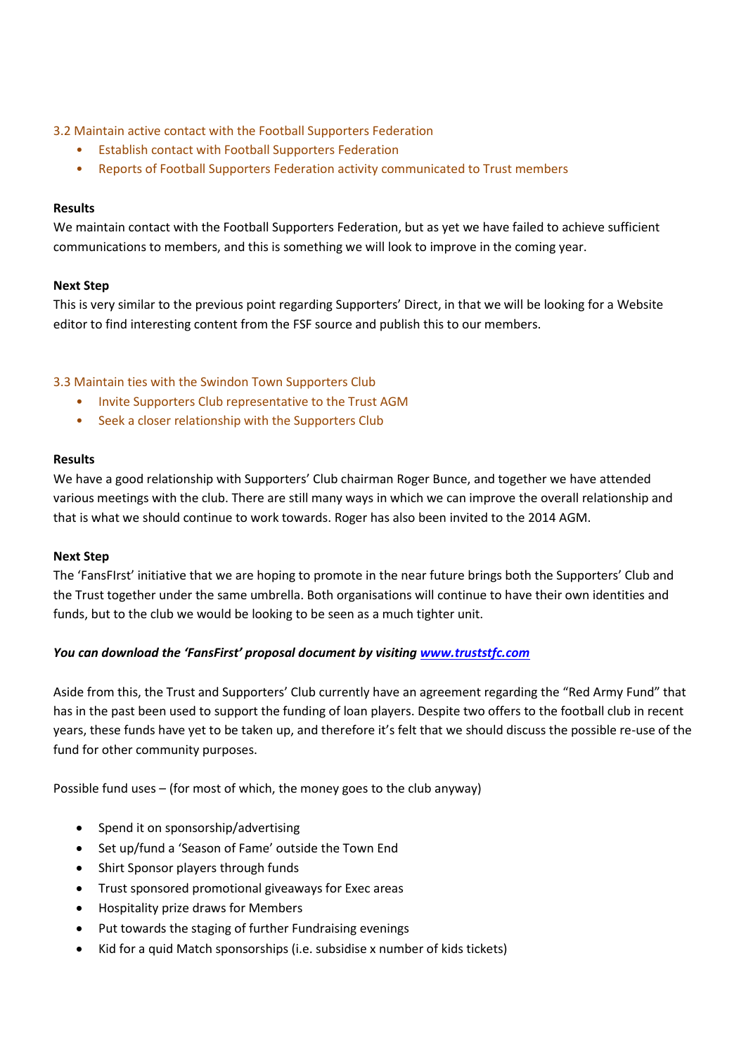### 3.2 Maintain active contact with the Football Supporters Federation

- Establish contact with Football Supporters Federation
- Reports of Football Supporters Federation activity communicated to Trust members

**Results**

We maintain contact with the Football Supporters Federation, but as yet we have failed to achieve sufficient communications to members, and this is something we will look to improve in the coming year.

**Next Step**

This is very similar to the previous point regarding Supporters' Direct, in that we will be looking for a Website editor to find interesting content from the FSF source and publish this to our members.

### 3.3 Maintain ties with the Swindon Town Supporters Club

- Invite Supporters Club representative to the Trust AGM
- Seek a closer relationship with the Supporters Club

**Results**

We have a good relationship with Supporters' Club chairman Roger Bunce, and together we have attended various meetings with the club. There are still many ways in which we can improve the overall relationship and that is what we should continue to work towards. Roger has also been invited to the 2014 AGM.

**Next Step**

The 'FansFIrst' initiative that we are hoping to promote in the near future brings both the Supporters' Club and the Trust together under the same umbrella. Both organisations will continue to have their own identities and funds, but to the club we would be looking to be seen as a much tighter unit.

***You can download the 'FansFirst' proposal document by visiting [www.truststfc.com](http://www.truststfc.com)***

Aside from this, the Trust and Supporters' Club currently have an agreement regarding the "Red Army Fund" that has in the past been used to support the funding of loan players. Despite two offers to the football club in recent years, these funds have yet to be taken up, and therefore it's felt that we should discuss the possible re-use of the fund for other community purposes.

Possible fund uses – (for most of which, the money goes to the club anyway)

- Spend it on sponsorship/advertising
- Set up/fund a 'Season of Fame' outside the Town End
- Shirt Sponsor players through funds
- Trust sponsored promotional giveaways for Exec areas
- Hospitality prize draws for Members
- Put towards the staging of further Fundraising evenings
- Kid for a quid Match sponsorships (i.e. subsidise x number of kids tickets)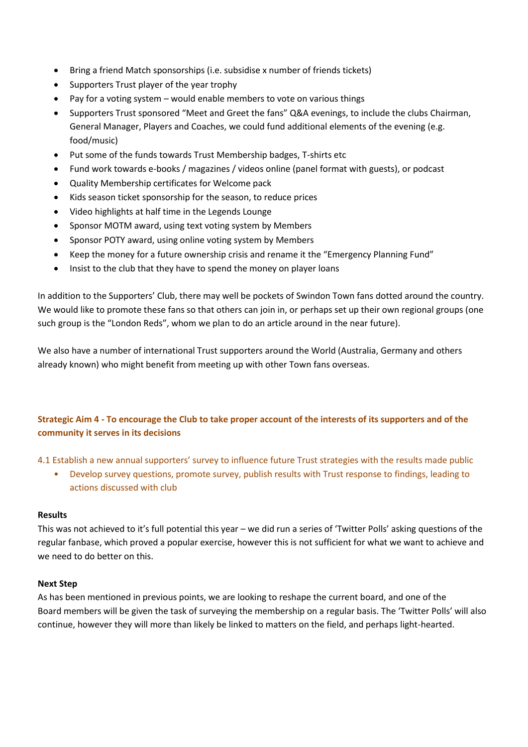- Bring a friend Match sponsorships (i.e. subsidise x number of friends tickets)
- Supporters Trust player of the year trophy
- Pay for a voting system – would enable members to vote on various things
- Supporters Trust sponsored "Meet and Greet the fans" Q&A evenings, to include the clubs Chairman, General Manager, Players and Coaches, we could fund additional elements of the evening (e.g. food/music)
- Put some of the funds towards Trust Membership badges, T-shirts etc
- Fund work towards e-books / magazines / videos online (panel format with guests), or podcast
- Quality Membership certificates for Welcome pack
- Kids season ticket sponsorship for the season, to reduce prices
- Video highlights at half time in the Legends Lounge
- Sponsor MOTM award, using text voting system by Members
- Sponsor POTY award, using online voting system by Members
- Keep the money for a future ownership crisis and rename it the "Emergency Planning Fund"
- Insist to the club that they have to spend the money on player loans

In addition to the Supporters' Club, there may well be pockets of Swindon Town fans dotted around the country. We would like to promote these fans so that others can join in, or perhaps set up their own regional groups (one such group is the "London Reds", whom we plan to do an article around in the near future).

We also have a number of international Trust supporters around the World (Australia, Germany and others already known) who might benefit from meeting up with other Town fans overseas.

## Strategic Aim 4 - To encourage the Club to take proper account of the interests of its supporters and of the community it serves in its decisions

4.1 Establish a new annual supporters' survey to influence future Trust strategies with the results made public

- Develop survey questions, promote survey, publish results with Trust response to findings, leading to actions discussed with club

**Results**

This was not achieved to it's full potential this year – we did run a series of 'Twitter Polls' asking questions of the regular fanbase, which proved a popular exercise, however this is not sufficient for what we want to achieve and we need to do better on this.

**Next Step**

As has been mentioned in previous points, we are looking to reshape the current board, and one of the Board members will be given the task of surveying the membership on a regular basis. The 'Twitter Polls' will also continue, however they will more than likely be linked to matters on the field, and perhaps light-hearted.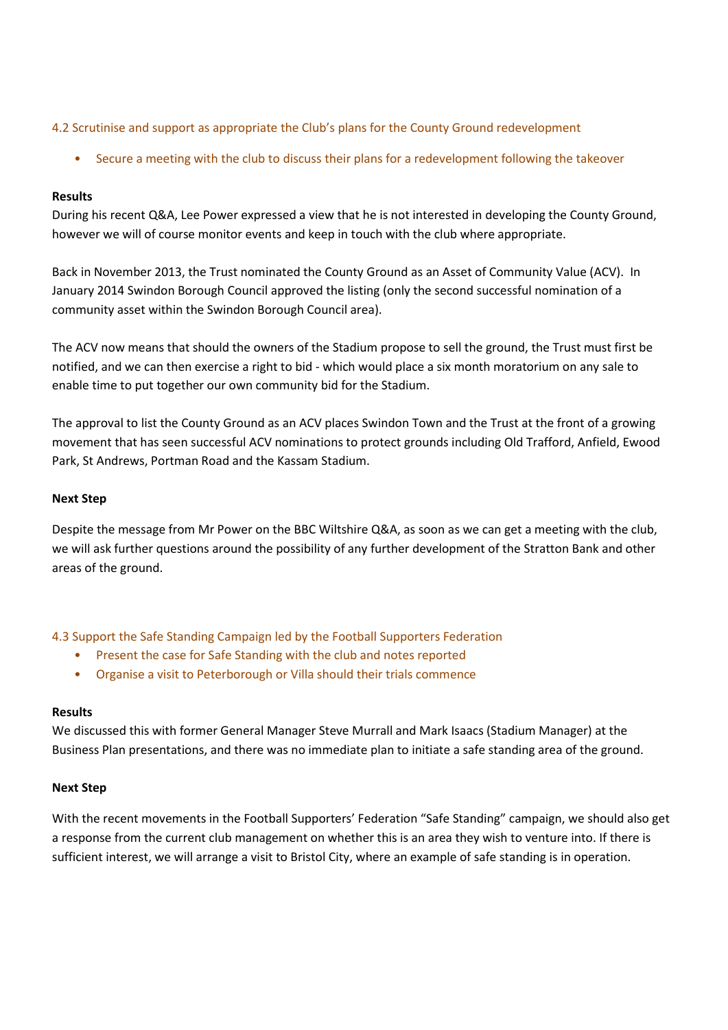### 4.2 Scrutinise and support as appropriate the Club's plans for the County Ground redevelopment

- Secure a meeting with the club to discuss their plans for a redevelopment following the takeover

**Results**

During his recent Q&A, Lee Power expressed a view that he is not interested in developing the County Ground, however we will of course monitor events and keep in touch with the club where appropriate.

Back in November 2013, the Trust nominated the County Ground as an Asset of Community Value (ACV). In January 2014 Swindon Borough Council approved the listing (only the second successful nomination of a community asset within the Swindon Borough Council area).

The ACV now means that should the owners of the Stadium propose to sell the ground, the Trust must first be notified, and we can then exercise a right to bid - which would place a six month moratorium on any sale to enable time to put together our own community bid for the Stadium.

The approval to list the County Ground as an ACV places Swindon Town and the Trust at the front of a growing movement that has seen successful ACV nominations to protect grounds including Old Trafford, Anfield, Ewood Park, St Andrews, Portman Road and the Kassam Stadium.

**Next Step**

Despite the message from Mr Power on the BBC Wiltshire Q&A, as soon as we can get a meeting with the club, we will ask further questions around the possibility of any further development of the Stratton Bank and other areas of the ground.

### 4.3 Support the Safe Standing Campaign led by the Football Supporters Federation

- Present the case for Safe Standing with the club and notes reported
- Organise a visit to Peterborough or Villa should their trials commence

**Results**

We discussed this with former General Manager Steve Murrall and Mark Isaacs (Stadium Manager) at the Business Plan presentations, and there was no immediate plan to initiate a safe standing area of the ground.

**Next Step**

With the recent movements in the Football Supporters' Federation "Safe Standing" campaign, we should also get a response from the current club management on whether this is an area they wish to venture into. If there is sufficient interest, we will arrange a visit to Bristol City, where an example of safe standing is in operation.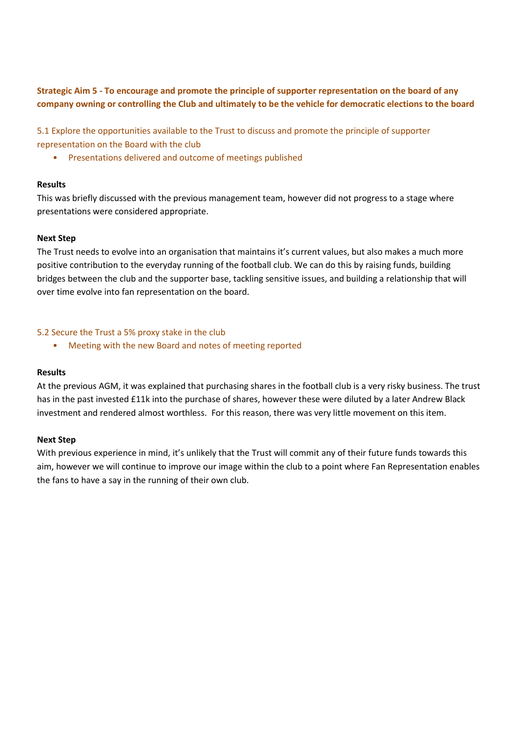## Strategic Aim 5 - To encourage and promote the principle of supporter representation on the board of any company owning or controlling the Club and ultimately to be the vehicle for democratic elections to the board

### 5.1 Explore the opportunities available to the Trust to discuss and promote the principle of supporter representation on the Board with the club

- Presentations delivered and outcome of meetings published

**Results**

This was briefly discussed with the previous management team, however did not progress to a stage where presentations were considered appropriate.

**Next Step**

The Trust needs to evolve into an organisation that maintains it's current values, but also makes a much more positive contribution to the everyday running of the football club. We can do this by raising funds, building bridges between the club and the supporter base, tackling sensitive issues, and building a relationship that will over time evolve into fan representation on the board.

### 5.2 Secure the Trust a 5% proxy stake in the club

- Meeting with the new Board and notes of meeting reported

**Results**

At the previous AGM, it was explained that purchasing shares in the football club is a very risky business. The trust has in the past invested £11k into the purchase of shares, however these were diluted by a later Andrew Black investment and rendered almost worthless. For this reason, there was very little movement on this item.

**Next Step**

With previous experience in mind, it's unlikely that the Trust will commit any of their future funds towards this aim, however we will continue to improve our image within the club to a point where Fan Representation enables the fans to have a say in the running of their own club.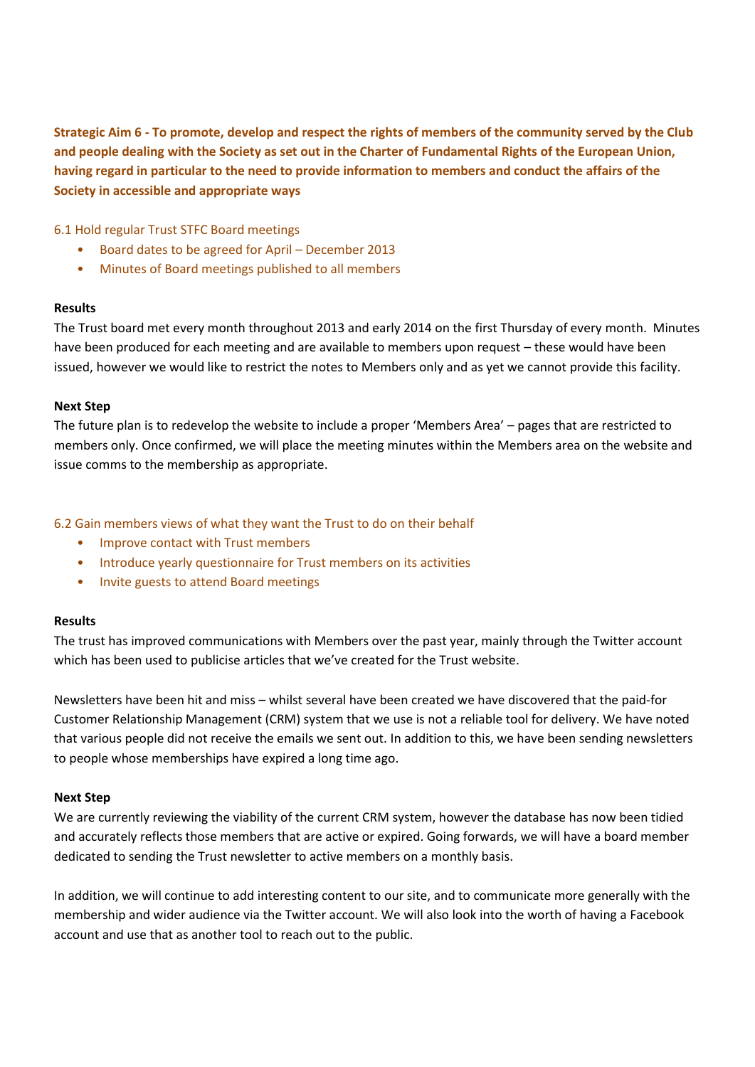**Strategic Aim 6 - To promote, develop and respect the rights of members of the community served by the Club and people dealing with the Society as set out in the Charter of Fundamental Rights of the European Union, having regard in particular to the need to provide information to members and conduct the affairs of the Society in accessible and appropriate ways**

6.1 Hold regular Trust STFC Board meetings

- Board dates to be agreed for April – December 2013
- Minutes of Board meetings published to all members

**Results**

The Trust board met every month throughout 2013 and early 2014 on the first Thursday of every month. Minutes have been produced for each meeting and are available to members upon request – these would have been issued, however we would like to restrict the notes to Members only and as yet we cannot provide this facility.

**Next Step**

The future plan is to redevelop the website to include a proper 'Members Area' – pages that are restricted to members only. Once confirmed, we will place the meeting minutes within the Members area on the website and issue comms to the membership as appropriate.

6.2 Gain members views of what they want the Trust to do on their behalf

- Improve contact with Trust members
- Introduce yearly questionnaire for Trust members on its activities
- Invite guests to attend Board meetings

**Results**

The trust has improved communications with Members over the past year, mainly through the Twitter account which has been used to publicise articles that we've created for the Trust website.

Newsletters have been hit and miss – whilst several have been created we have discovered that the paid-for Customer Relationship Management (CRM) system that we use is not a reliable tool for delivery. We have noted that various people did not receive the emails we sent out. In addition to this, we have been sending newsletters to people whose memberships have expired a long time ago.

**Next Step**

We are currently reviewing the viability of the current CRM system, however the database has now been tidied and accurately reflects those members that are active or expired. Going forwards, we will have a board member dedicated to sending the Trust newsletter to active members on a monthly basis.

In addition, we will continue to add interesting content to our site, and to communicate more generally with the membership and wider audience via the Twitter account. We will also look into the worth of having a Facebook account and use that as another tool to reach out to the public.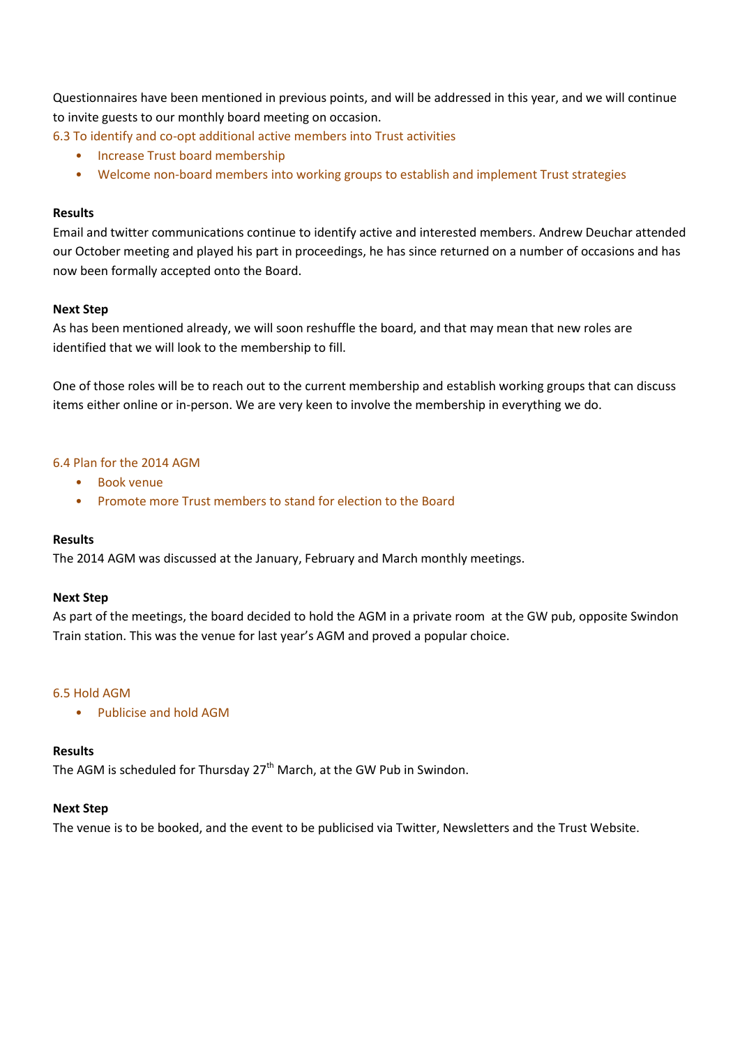Questionnaires have been mentioned in previous points, and will be addressed in this year, and we will continue to invite guests to our monthly board meeting on occasion.

### 6.3 To identify and co-opt additional active members into Trust activities

- Increase Trust board membership
- Welcome non-board members into working groups to establish and implement Trust strategies

**Results**

Email and twitter communications continue to identify active and interested members. Andrew Deuchar attended our October meeting and played his part in proceedings, he has since returned on a number of occasions and has now been formally accepted onto the Board.

**Next Step**

As has been mentioned already, we will soon reshuffle the board, and that may mean that new roles are identified that we will look to the membership to fill.

One of those roles will be to reach out to the current membership and establish working groups that can discuss items either online or in-person. We are very keen to involve the membership in everything we do.

### 6.4 Plan for the 2014 AGM

- Book venue
- Promote more Trust members to stand for election to the Board

**Results**

The 2014 AGM was discussed at the January, February and March monthly meetings.

**Next Step**

As part of the meetings, the board decided to hold the AGM in a private room at the GW pub, opposite Swindon Train station. This was the venue for last year's AGM and proved a popular choice.

### 6.5 Hold AGM

- Publicise and hold AGM

**Results**

The AGM is scheduled for Thursday 27th March, at the GW Pub in Swindon.

**Next Step**

The venue is to be booked, and the event to be publicised via Twitter, Newsletters and the Trust Website.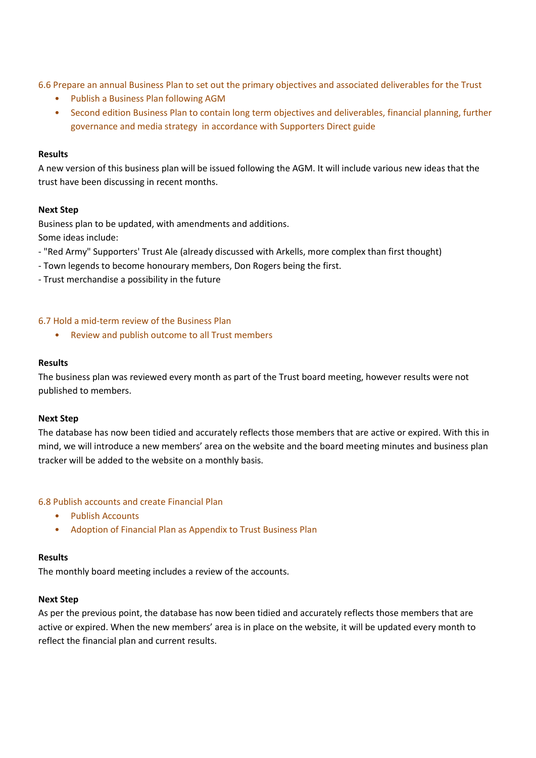### 6.6 Prepare an annual Business Plan to set out the primary objectives and associated deliverables for the Trust

- Publish a Business Plan following AGM
- Second edition Business Plan to contain long term objectives and deliverables, financial planning, further governance and media strategy in accordance with Supporters Direct guide

**Results**

A new version of this business plan will be issued following the AGM. It will include various new ideas that the trust have been discussing in recent months.

**Next Step**

Business plan to be updated, with amendments and additions.
Some ideas include:
- "Red Army" Supporters' Trust Ale (already discussed with Arkells, more complex than first thought)
- Town legends to become honourary members, Don Rogers being the first.
- Trust merchandise a possibility in the future

### 6.7 Hold a mid-term review of the Business Plan

- Review and publish outcome to all Trust members

**Results**

The business plan was reviewed every month as part of the Trust board meeting, however results were not published to members.

**Next Step**

The database has now been tidied and accurately reflects those members that are active or expired. With this in mind, we will introduce a new members' area on the website and the board meeting minutes and business plan tracker will be added to the website on a monthly basis.

### 6.8 Publish accounts and create Financial Plan

- Publish Accounts
- Adoption of Financial Plan as Appendix to Trust Business Plan

**Results**

The monthly board meeting includes a review of the accounts.

**Next Step**

As per the previous point, the database has now been tidied and accurately reflects those members that are active or expired. When the new members' area is in place on the website, it will be updated every month to reflect the financial plan and current results.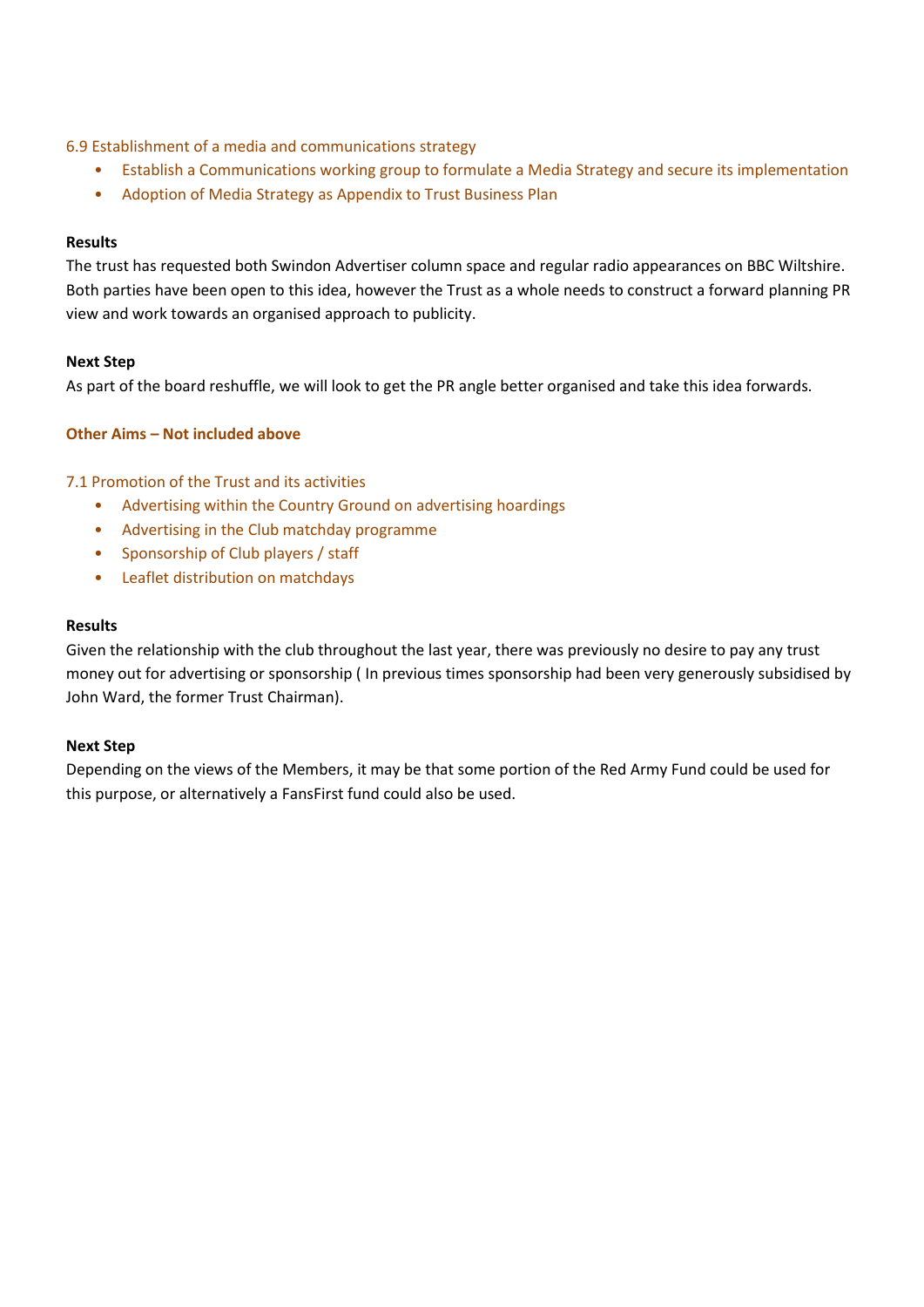### 6.9 Establishment of a media and communications strategy

- Establish a Communications working group to formulate a Media Strategy and secure its implementation
- Adoption of Media Strategy as Appendix to Trust Business Plan

**Results**

The trust has requested both Swindon Advertiser column space and regular radio appearances on BBC Wiltshire. Both parties have been open to this idea, however the Trust as a whole needs to construct a forward planning PR view and work towards an organised approach to publicity.

**Next Step**

As part of the board reshuffle, we will look to get the PR angle better organised and take this idea forwards.

## Other Aims – Not included above

### 7.1 Promotion of the Trust and its activities

- Advertising within the Country Ground on advertising hoardings
- Advertising in the Club matchday programme
- Sponsorship of Club players / staff
- Leaflet distribution on matchdays

**Results**

Given the relationship with the club throughout the last year, there was previously no desire to pay any trust money out for advertising or sponsorship ( In previous times sponsorship had been very generously subsidised by John Ward, the former Trust Chairman).

**Next Step**

Depending on the views of the Members, it may be that some portion of the Red Army Fund could be used for this purpose, or alternatively a FansFirst fund could also be used.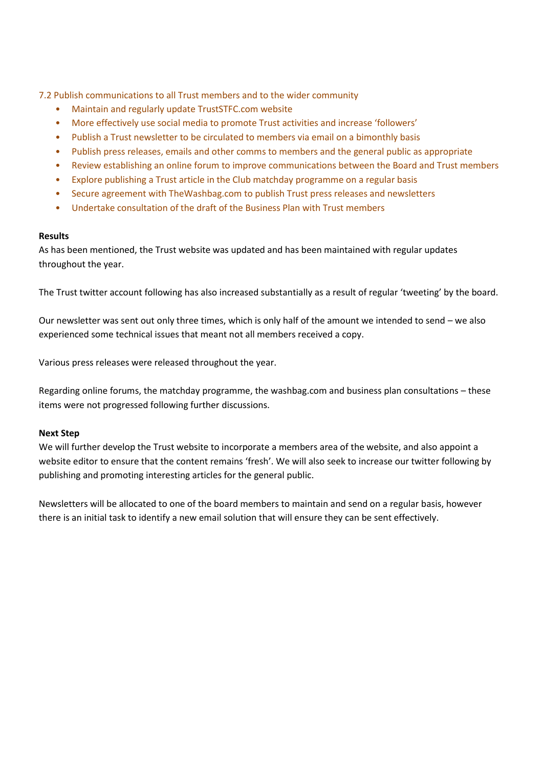7.2 Publish communications to all Trust members and to the wider community

- Maintain and regularly update TrustSTFC.com website
- More effectively use social media to promote Trust activities and increase 'followers'
- Publish a Trust newsletter to be circulated to members via email on a bimonthly basis
- Publish press releases, emails and other comms to members and the general public as appropriate
- Review establishing an online forum to improve communications between the Board and Trust members
- Explore publishing a Trust article in the Club matchday programme on a regular basis
- Secure agreement with TheWashbag.com to publish Trust press releases and newsletters
- Undertake consultation of the draft of the Business Plan with Trust members

**Results**

As has been mentioned, the Trust website was updated and has been maintained with regular updates throughout the year.

The Trust twitter account following has also increased substantially as a result of regular 'tweeting' by the board.

Our newsletter was sent out only three times, which is only half of the amount we intended to send – we also experienced some technical issues that meant not all members received a copy.

Various press releases were released throughout the year.

Regarding online forums, the matchday programme, the washbag.com and business plan consultations – these items were not progressed following further discussions.

**Next Step**

We will further develop the Trust website to incorporate a members area of the website, and also appoint a website editor to ensure that the content remains 'fresh'. We will also seek to increase our twitter following by publishing and promoting interesting articles for the general public.

Newsletters will be allocated to one of the board members to maintain and send on a regular basis, however there is an initial task to identify a new email solution that will ensure they can be sent effectively.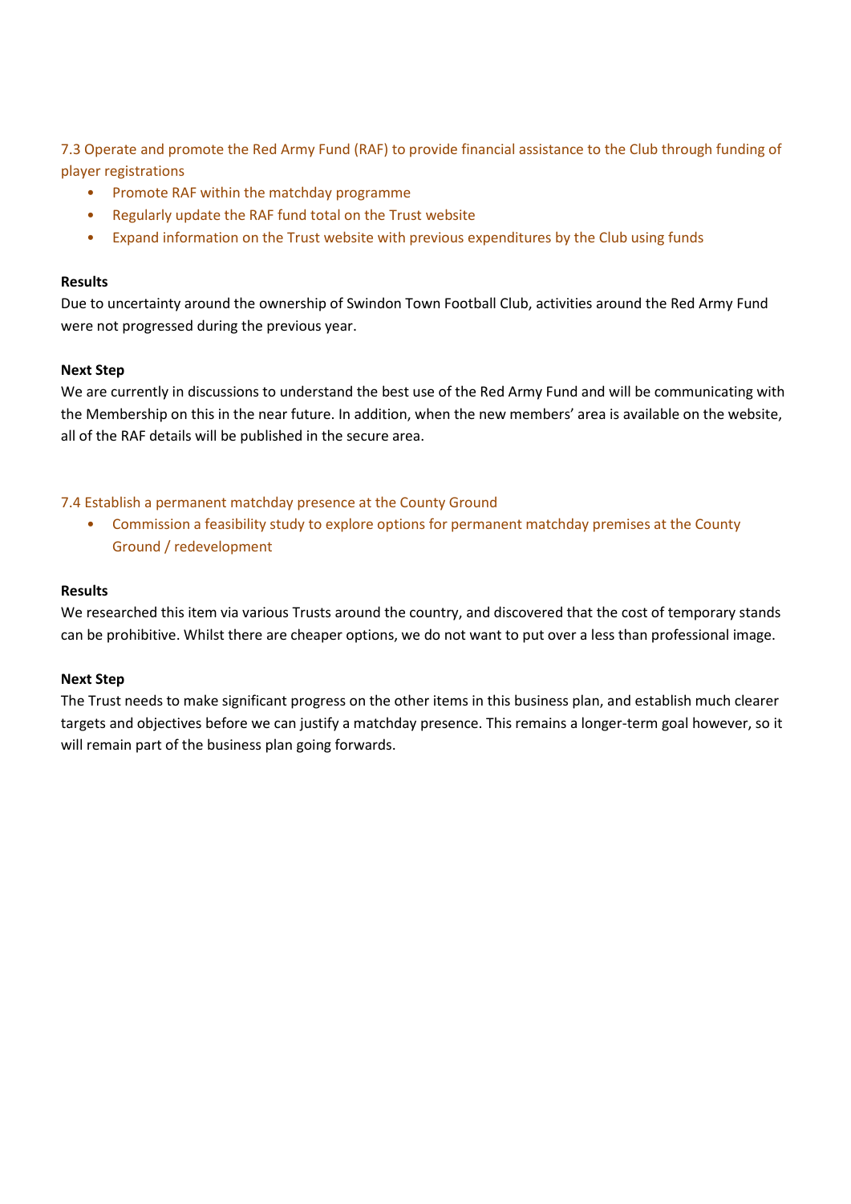### 7.3 Operate and promote the Red Army Fund (RAF) to provide financial assistance to the Club through funding of player registrations

- Promote RAF within the matchday programme
- Regularly update the RAF fund total on the Trust website
- Expand information on the Trust website with previous expenditures by the Club using funds

**Results**

Due to uncertainty around the ownership of Swindon Town Football Club, activities around the Red Army Fund were not progressed during the previous year.

**Next Step**

We are currently in discussions to understand the best use of the Red Army Fund and will be communicating with the Membership on this in the near future. In addition, when the new members' area is available on the website, all of the RAF details will be published in the secure area.

### 7.4 Establish a permanent matchday presence at the County Ground

- Commission a feasibility study to explore options for permanent matchday premises at the County Ground / redevelopment

**Results**

We researched this item via various Trusts around the country, and discovered that the cost of temporary stands can be prohibitive. Whilst there are cheaper options, we do not want to put over a less than professional image.

**Next Step**

The Trust needs to make significant progress on the other items in this business plan, and establish much clearer targets and objectives before we can justify a matchday presence. This remains a longer-term goal however, so it will remain part of the business plan going forwards.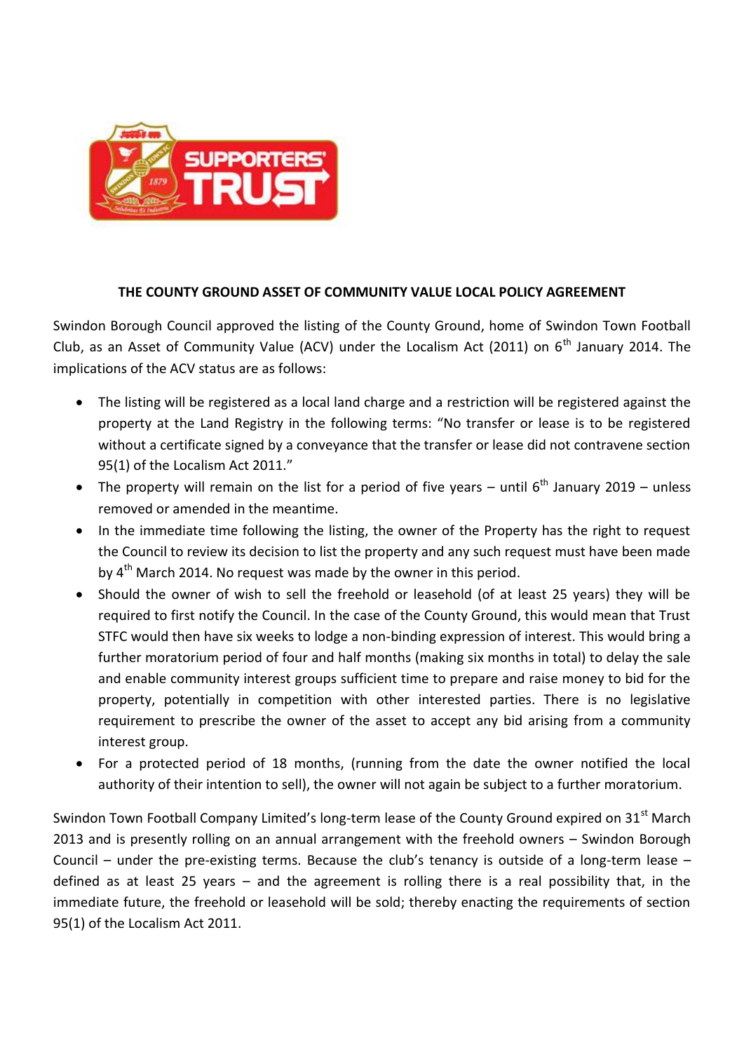**THE COUNTY GROUND ASSET OF COMMUNITY VALUE LOCAL POLICY AGREEMENT**

Swindon Borough Council approved the listing of the County Ground, home of Swindon Town Football Club, as an Asset of Community Value (ACV) under the Localism Act (2011) on 6th January 2014. The implications of the ACV status are as follows:

- The listing will be registered as a local land charge and a restriction will be registered against the property at the Land Registry in the following terms: "No transfer or lease is to be registered without a certificate signed by a conveyance that the transfer or lease did not contravene section 95(1) of the Localism Act 2011."
- The property will remain on the list for a period of five years – until 6th January 2019 – unless removed or amended in the meantime.
- In the immediate time following the listing, the owner of the Property has the right to request the Council to review its decision to list the property and any such request must have been made by 4th March 2014. No request was made by the owner in this period.
- Should the owner of wish to sell the freehold or leasehold (of at least 25 years) they will be required to first notify the Council. In the case of the County Ground, this would mean that Trust STFC would then have six weeks to lodge a non-binding expression of interest. This would bring a further moratorium period of four and half months (making six months in total) to delay the sale and enable community interest groups sufficient time to prepare and raise money to bid for the property, potentially in competition with other interested parties. There is no legislative requirement to prescribe the owner of the asset to accept any bid arising from a community interest group.
- For a protected period of 18 months, (running from the date the owner notified the local authority of their intention to sell), the owner will not again be subject to a further moratorium.

Swindon Town Football Company Limited's long-term lease of the County Ground expired on 31st March 2013 and is presently rolling on an annual arrangement with the freehold owners – Swindon Borough Council – under the pre-existing terms. Because the club's tenancy is outside of a long-term lease – defined as at least 25 years – and the agreement is rolling there is a real possibility that, in the immediate future, the freehold or leasehold will be sold; thereby enacting the requirements of section 95(1) of the Localism Act 2011.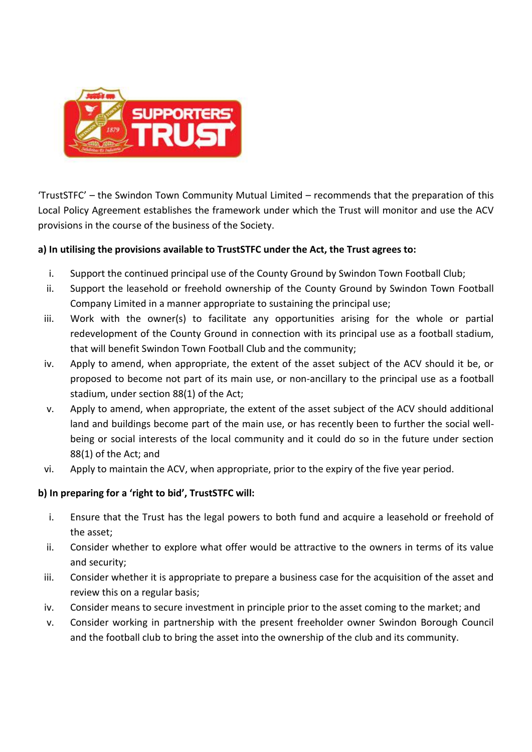'TrustSTFC' – the Swindon Town Community Mutual Limited – recommends that the preparation of this Local Policy Agreement establishes the framework under which the Trust will monitor and use the ACV provisions in the course of the business of the Society.

**a) In utilising the provisions available to TrustSTFC under the Act, the Trust agrees to:**

i. Support the continued principal use of the County Ground by Swindon Town Football Club;
ii. Support the leasehold or freehold ownership of the County Ground by Swindon Town Football Company Limited in a manner appropriate to sustaining the principal use;
iii. Work with the owner(s) to facilitate any opportunities arising for the whole or partial redevelopment of the County Ground in connection with its principal use as a football stadium, that will benefit Swindon Town Football Club and the community;
iv. Apply to amend, when appropriate, the extent of the asset subject of the ACV should it be, or proposed to become not part of its main use, or non-ancillary to the principal use as a football stadium, under section 88(1) of the Act;
v. Apply to amend, when appropriate, the extent of the asset subject of the ACV should additional land and buildings become part of the main use, or has recently been to further the social well-being or social interests of the local community and it could do so in the future under section 88(1) of the Act; and
vi. Apply to maintain the ACV, when appropriate, prior to the expiry of the five year period.

**b) In preparing for a 'right to bid', TrustSTFC will:**

i. Ensure that the Trust has the legal powers to both fund and acquire a leasehold or freehold of the asset;
ii. Consider whether to explore what offer would be attractive to the owners in terms of its value and security;
iii. Consider whether it is appropriate to prepare a business case for the acquisition of the asset and review this on a regular basis;
iv. Consider means to secure investment in principle prior to the asset coming to the market; and
v. Consider working in partnership with the present freeholder owner Swindon Borough Council and the football club to bring the asset into the ownership of the club and its community.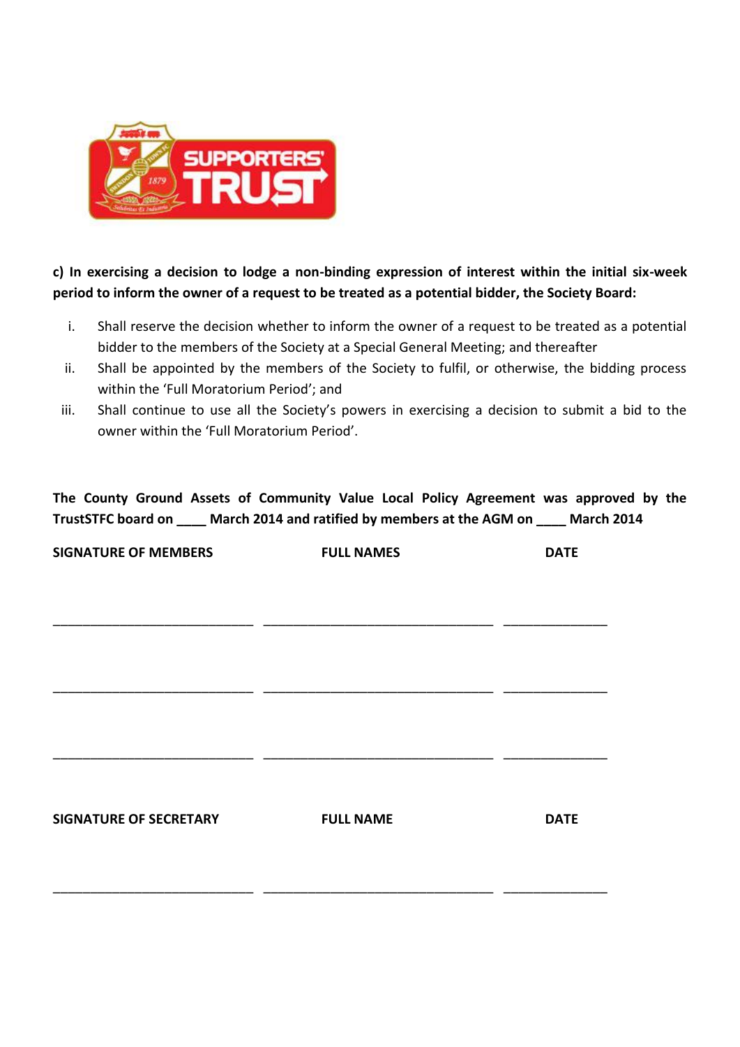**c) In exercising a decision to lodge a non-binding expression of interest within the initial six-week period to inform the owner of a request to be treated as a potential bidder, the Society Board:**

- i. Shall reserve the decision whether to inform the owner of a request to be treated as a potential bidder to the members of the Society at a Special General Meeting; and thereafter
- ii. Shall be appointed by the members of the Society to fulfil, or otherwise, the bidding process within the 'Full Moratorium Period'; and
- iii. Shall continue to use all the Society's powers in exercising a decision to submit a bid to the owner within the 'Full Moratorium Period'.

**The County Ground Assets of Community Value Local Policy Agreement was approved by the TrustSTFC board on ____ March 2014 and ratified by members at the AGM on ____ March 2014**

| SIGNATURE OF MEMBERS | FULL NAMES | DATE |
|---|---|---|
| ____________________________ | ________________________________ | ______________ |
| ____________________________ | ________________________________ | ______________ |
| ____________________________ | ________________________________ | ______________ |

| SIGNATURE OF SECRETARY | FULL NAME | DATE |
|---|---|---|
| ____________________________ | ________________________________ | ______________ |